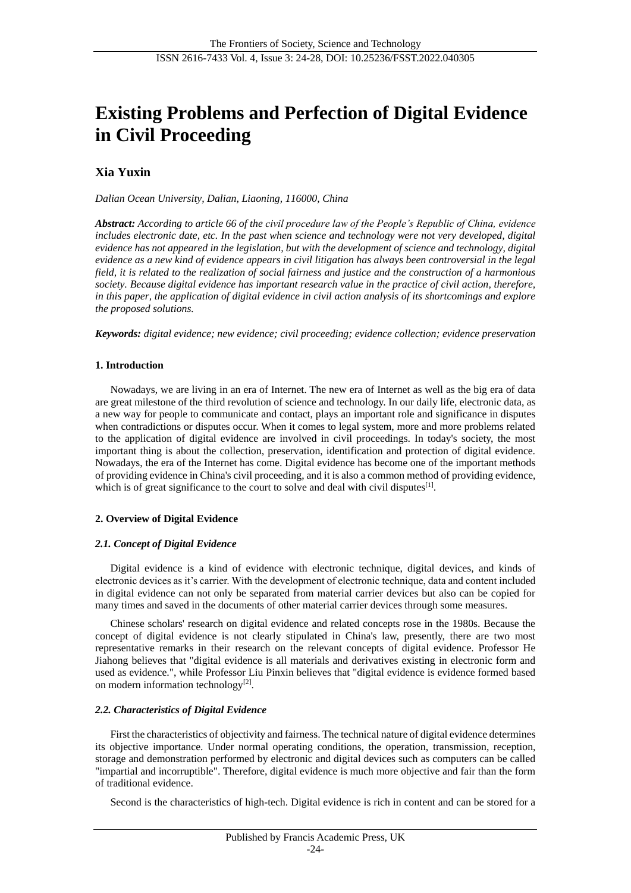# Existing Problems and Perfection of Digital Evidence in Civil Proceeding

**Xia Yuxin**

*Dalian Ocean University, Dalian, Liaoning, 116000, China*

***Abstract:*** *According to article 66 of the civil procedure law of the People's Republic of China, evidence includes electronic date, etc. In the past when science and technology were not very developed, digital evidence has not appeared in the legislation, but with the development of science and technology, digital evidence as a new kind of evidence appears in civil litigation has always been controversial in the legal field, it is related to the realization of social fairness and justice and the construction of a harmonious society. Because digital evidence has important research value in the practice of civil action, therefore, in this paper, the application of digital evidence in civil action analysis of its shortcomings and explore the proposed solutions.*

***Keywords:*** *digital evidence; new evidence; civil proceeding; evidence collection; evidence preservation*

## 1. Introduction

Nowadays, we are living in an era of Internet. The new era of Internet as well as the big era of data are great milestone of the third revolution of science and technology. In our daily life, electronic data, as a new way for people to communicate and contact, plays an important role and significance in disputes when contradictions or disputes occur. When it comes to legal system, more and more problems related to the application of digital evidence are involved in civil proceedings. In today's society, the most important thing is about the collection, preservation, identification and protection of digital evidence. Nowadays, the era of the Internet has come. Digital evidence has become one of the important methods of providing evidence in China's civil proceeding, and it is also a common method of providing evidence, which is of great significance to the court to solve and deal with civil disputes[1].

## 2. Overview of Digital Evidence

### *2.1. Concept of Digital Evidence*

Digital evidence is a kind of evidence with electronic technique, digital devices, and kinds of electronic devices as it's carrier. With the development of electronic technique, data and content included in digital evidence can not only be separated from material carrier devices but also can be copied for many times and saved in the documents of other material carrier devices through some measures.

Chinese scholars' research on digital evidence and related concepts rose in the 1980s. Because the concept of digital evidence is not clearly stipulated in China's law, presently, there are two most representative remarks in their research on the relevant concepts of digital evidence. Professor He Jiahong believes that "digital evidence is all materials and derivatives existing in electronic form and used as evidence.", while Professor Liu Pinxin believes that "digital evidence is evidence formed based on modern information technology[2].

### *2.2. Characteristics of Digital Evidence*

First the characteristics of objectivity and fairness. The technical nature of digital evidence determines its objective importance. Under normal operating conditions, the operation, transmission, reception, storage and demonstration performed by electronic and digital devices such as computers can be called "impartial and incorruptible". Therefore, digital evidence is much more objective and fair than the form of traditional evidence.

Second is the characteristics of high-tech. Digital evidence is rich in content and can be stored for a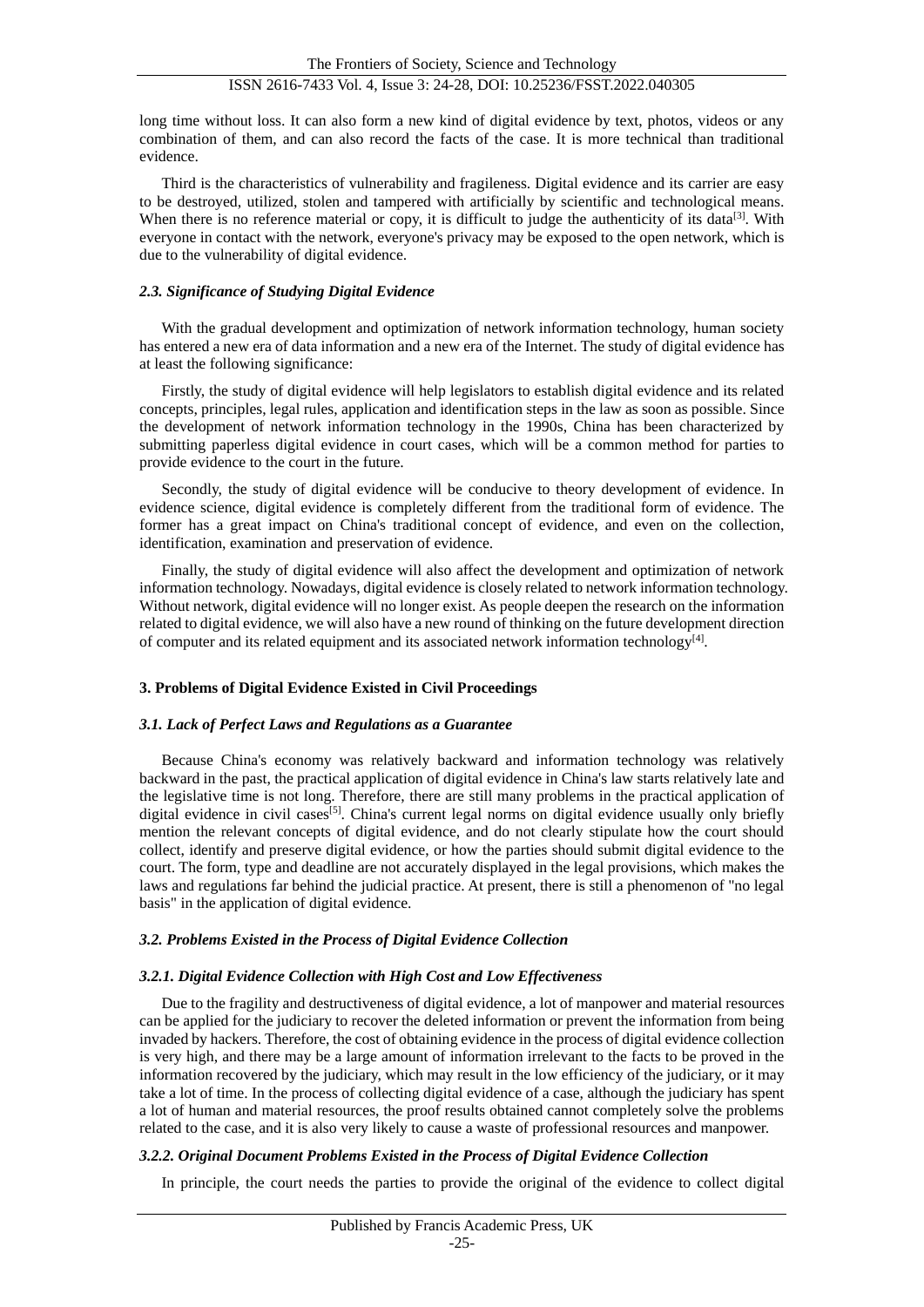long time without loss. It can also form a new kind of digital evidence by text, photos, videos or any combination of them, and can also record the facts of the case. It is more technical than traditional evidence.

Third is the characteristics of vulnerability and fragileness. Digital evidence and its carrier are easy to be destroyed, utilized, stolen and tampered with artificially by scientific and technological means. When there is no reference material or copy, it is difficult to judge the authenticity of its data[3]. With everyone in contact with the network, everyone's privacy may be exposed to the open network, which is due to the vulnerability of digital evidence.

### *2.3. Significance of Studying Digital Evidence*

With the gradual development and optimization of network information technology, human society has entered a new era of data information and a new era of the Internet. The study of digital evidence has at least the following significance:

Firstly, the study of digital evidence will help legislators to establish digital evidence and its related concepts, principles, legal rules, application and identification steps in the law as soon as possible. Since the development of network information technology in the 1990s, China has been characterized by submitting paperless digital evidence in court cases, which will be a common method for parties to provide evidence to the court in the future.

Secondly, the study of digital evidence will be conducive to theory development of evidence. In evidence science, digital evidence is completely different from the traditional form of evidence. The former has a great impact on China's traditional concept of evidence, and even on the collection, identification, examination and preservation of evidence.

Finally, the study of digital evidence will also affect the development and optimization of network information technology. Nowadays, digital evidence is closely related to network information technology. Without network, digital evidence will no longer exist. As people deepen the research on the information related to digital evidence, we will also have a new round of thinking on the future development direction of computer and its related equipment and its associated network information technology[4].

## 3. Problems of Digital Evidence Existed in Civil Proceedings

### *3.1. Lack of Perfect Laws and Regulations as a Guarantee*

Because China's economy was relatively backward and information technology was relatively backward in the past, the practical application of digital evidence in China's law starts relatively late and the legislative time is not long. Therefore, there are still many problems in the practical application of digital evidence in civil cases[5]. China's current legal norms on digital evidence usually only briefly mention the relevant concepts of digital evidence, and do not clearly stipulate how the court should collect, identify and preserve digital evidence, or how the parties should submit digital evidence to the court. The form, type and deadline are not accurately displayed in the legal provisions, which makes the laws and regulations far behind the judicial practice. At present, there is still a phenomenon of "no legal basis" in the application of digital evidence.

### *3.2. Problems Existed in the Process of Digital Evidence Collection*

#### *3.2.1. Digital Evidence Collection with High Cost and Low Effectiveness*

Due to the fragility and destructiveness of digital evidence, a lot of manpower and material resources can be applied for the judiciary to recover the deleted information or prevent the information from being invaded by hackers. Therefore, the cost of obtaining evidence in the process of digital evidence collection is very high, and there may be a large amount of information irrelevant to the facts to be proved in the information recovered by the judiciary, which may result in the low efficiency of the judiciary, or it may take a lot of time. In the process of collecting digital evidence of a case, although the judiciary has spent a lot of human and material resources, the proof results obtained cannot completely solve the problems related to the case, and it is also very likely to cause a waste of professional resources and manpower.

#### *3.2.2. Original Document Problems Existed in the Process of Digital Evidence Collection*

In principle, the court needs the parties to provide the original of the evidence to collect digital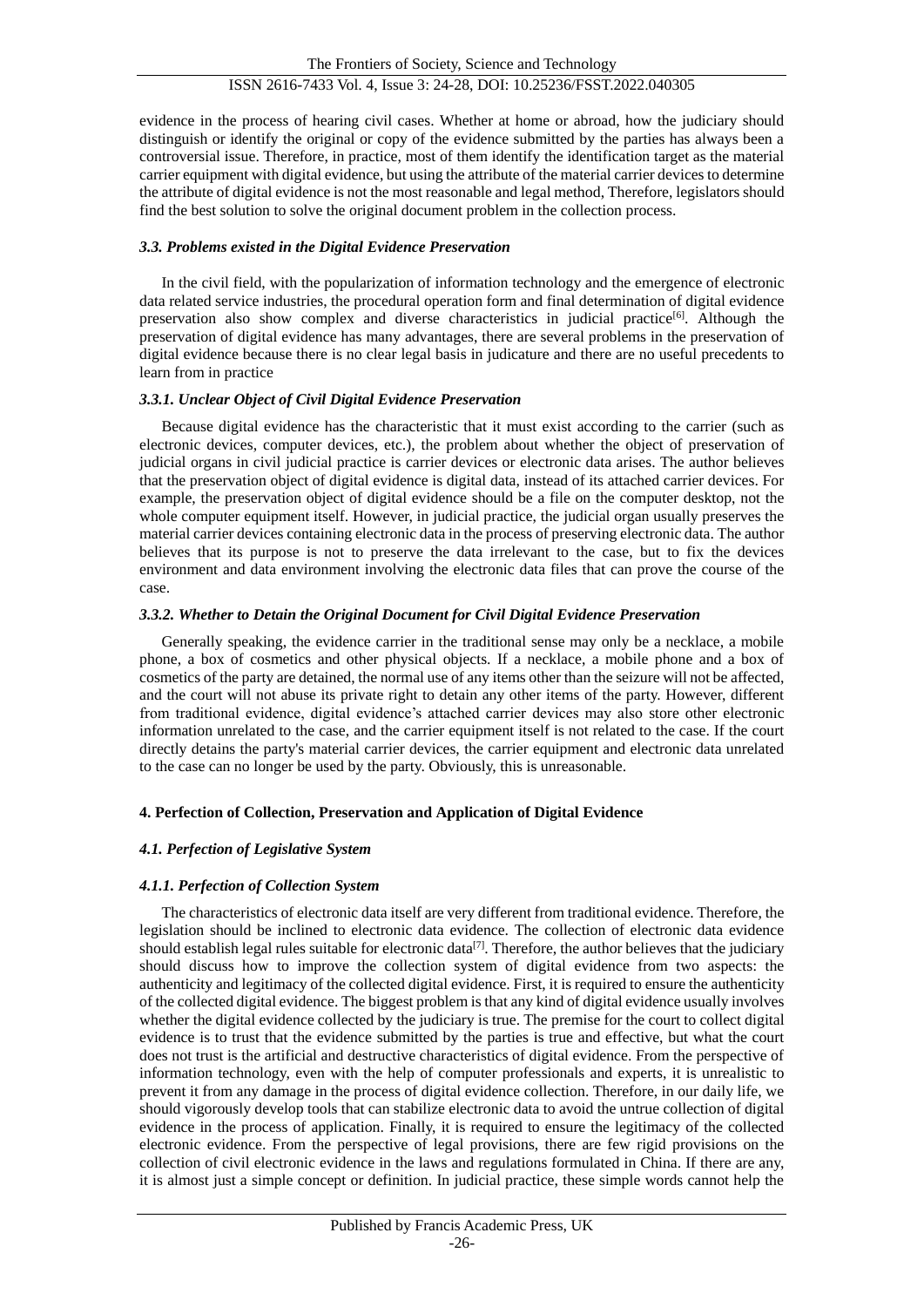evidence in the process of hearing civil cases. Whether at home or abroad, how the judiciary should distinguish or identify the original or copy of the evidence submitted by the parties has always been a controversial issue. Therefore, in practice, most of them identify the identification target as the material carrier equipment with digital evidence, but using the attribute of the material carrier devices to determine the attribute of digital evidence is not the most reasonable and legal method, Therefore, legislators should find the best solution to solve the original document problem in the collection process.

### *3.3. Problems existed in the Digital Evidence Preservation*

In the civil field, with the popularization of information technology and the emergence of electronic data related service industries, the procedural operation form and final determination of digital evidence preservation also show complex and diverse characteristics in judicial practice[6]. Although the preservation of digital evidence has many advantages, there are several problems in the preservation of digital evidence because there is no clear legal basis in judicature and there are no useful precedents to learn from in practice

#### *3.3.1. Unclear Object of Civil Digital Evidence Preservation*

Because digital evidence has the characteristic that it must exist according to the carrier (such as electronic devices, computer devices, etc.), the problem about whether the object of preservation of judicial organs in civil judicial practice is carrier devices or electronic data arises. The author believes that the preservation object of digital evidence is digital data, instead of its attached carrier devices. For example, the preservation object of digital evidence should be a file on the computer desktop, not the whole computer equipment itself. However, in judicial practice, the judicial organ usually preserves the material carrier devices containing electronic data in the process of preserving electronic data. The author believes that its purpose is not to preserve the data irrelevant to the case, but to fix the devices environment and data environment involving the electronic data files that can prove the course of the case.

#### *3.3.2. Whether to Detain the Original Document for Civil Digital Evidence Preservation*

Generally speaking, the evidence carrier in the traditional sense may only be a necklace, a mobile phone, a box of cosmetics and other physical objects. If a necklace, a mobile phone and a box of cosmetics of the party are detained, the normal use of any items other than the seizure will not be affected, and the court will not abuse its private right to detain any other items of the party. However, different from traditional evidence, digital evidence's attached carrier devices may also store other electronic information unrelated to the case, and the carrier equipment itself is not related to the case. If the court directly detains the party's material carrier devices, the carrier equipment and electronic data unrelated to the case can no longer be used by the party. Obviously, this is unreasonable.

## **4. Perfection of Collection, Preservation and Application of Digital Evidence**

### *4.1. Perfection of Legislative System*

#### *4.1.1. Perfection of Collection System*

The characteristics of electronic data itself are very different from traditional evidence. Therefore, the legislation should be inclined to electronic data evidence. The collection of electronic data evidence should establish legal rules suitable for electronic data[7]. Therefore, the author believes that the judiciary should discuss how to improve the collection system of digital evidence from two aspects: the authenticity and legitimacy of the collected digital evidence. First, it is required to ensure the authenticity of the collected digital evidence. The biggest problem is that any kind of digital evidence usually involves whether the digital evidence collected by the judiciary is true. The premise for the court to collect digital evidence is to trust that the evidence submitted by the parties is true and effective, but what the court does not trust is the artificial and destructive characteristics of digital evidence. From the perspective of information technology, even with the help of computer professionals and experts, it is unrealistic to prevent it from any damage in the process of digital evidence collection. Therefore, in our daily life, we should vigorously develop tools that can stabilize electronic data to avoid the untrue collection of digital evidence in the process of application. Finally, it is required to ensure the legitimacy of the collected electronic evidence. From the perspective of legal provisions, there are few rigid provisions on the collection of civil electronic evidence in the laws and regulations formulated in China. If there are any, it is almost just a simple concept or definition. In judicial practice, these simple words cannot help the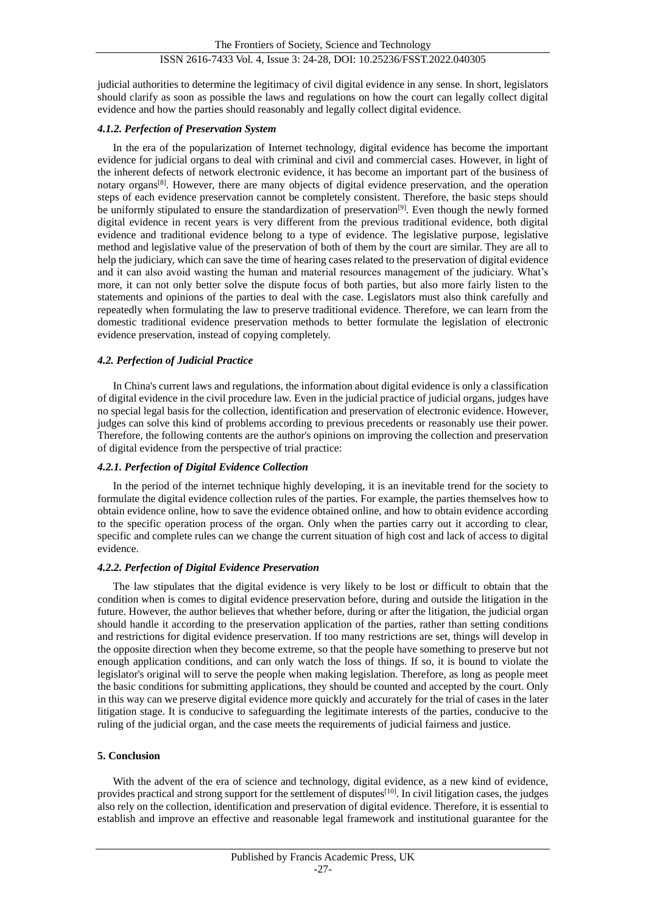judicial authorities to determine the legitimacy of civil digital evidence in any sense. In short, legislators should clarify as soon as possible the laws and regulations on how the court can legally collect digital evidence and how the parties should reasonably and legally collect digital evidence.

#### *4.1.2. Perfection of Preservation System*

In the era of the popularization of Internet technology, digital evidence has become the important evidence for judicial organs to deal with criminal and civil and commercial cases. However, in light of the inherent defects of network electronic evidence, it has become an important part of the business of notary organs[8]. However, there are many objects of digital evidence preservation, and the operation steps of each evidence preservation cannot be completely consistent. Therefore, the basic steps should be uniformly stipulated to ensure the standardization of preservation[9]. Even though the newly formed digital evidence in recent years is very different from the previous traditional evidence, both digital evidence and traditional evidence belong to a type of evidence. The legislative purpose, legislative method and legislative value of the preservation of both of them by the court are similar. They are all to help the judiciary, which can save the time of hearing cases related to the preservation of digital evidence and it can also avoid wasting the human and material resources management of the judiciary. What's more, it can not only better solve the dispute focus of both parties, but also more fairly listen to the statements and opinions of the parties to deal with the case. Legislators must also think carefully and repeatedly when formulating the law to preserve traditional evidence. Therefore, we can learn from the domestic traditional evidence preservation methods to better formulate the legislation of electronic evidence preservation, instead of copying completely.

### *4.2. Perfection of Judicial Practice*

In China's current laws and regulations, the information about digital evidence is only a classification of digital evidence in the civil procedure law. Even in the judicial practice of judicial organs, judges have no special legal basis for the collection, identification and preservation of electronic evidence. However, judges can solve this kind of problems according to previous precedents or reasonably use their power. Therefore, the following contents are the author's opinions on improving the collection and preservation of digital evidence from the perspective of trial practice:

#### *4.2.1. Perfection of Digital Evidence Collection*

In the period of the internet technique highly developing, it is an inevitable trend for the society to formulate the digital evidence collection rules of the parties. For example, the parties themselves how to obtain evidence online, how to save the evidence obtained online, and how to obtain evidence according to the specific operation process of the organ. Only when the parties carry out it according to clear, specific and complete rules can we change the current situation of high cost and lack of access to digital evidence.

#### *4.2.2. Perfection of Digital Evidence Preservation*

The law stipulates that the digital evidence is very likely to be lost or difficult to obtain that the condition when is comes to digital evidence preservation before, during and outside the litigation in the future. However, the author believes that whether before, during or after the litigation, the judicial organ should handle it according to the preservation application of the parties, rather than setting conditions and restrictions for digital evidence preservation. If too many restrictions are set, things will develop in the opposite direction when they become extreme, so that the people have something to preserve but not enough application conditions, and can only watch the loss of things. If so, it is bound to violate the legislator's original will to serve the people when making legislation. Therefore, as long as people meet the basic conditions for submitting applications, they should be counted and accepted by the court. Only in this way can we preserve digital evidence more quickly and accurately for the trial of cases in the later litigation stage. It is conducive to safeguarding the legitimate interests of the parties, conducive to the ruling of the judicial organ, and the case meets the requirements of judicial fairness and justice.

## **5. Conclusion**

With the advent of the era of science and technology, digital evidence, as a new kind of evidence, provides practical and strong support for the settlement of disputes[10]. In civil litigation cases, the judges also rely on the collection, identification and preservation of digital evidence. Therefore, it is essential to establish and improve an effective and reasonable legal framework and institutional guarantee for the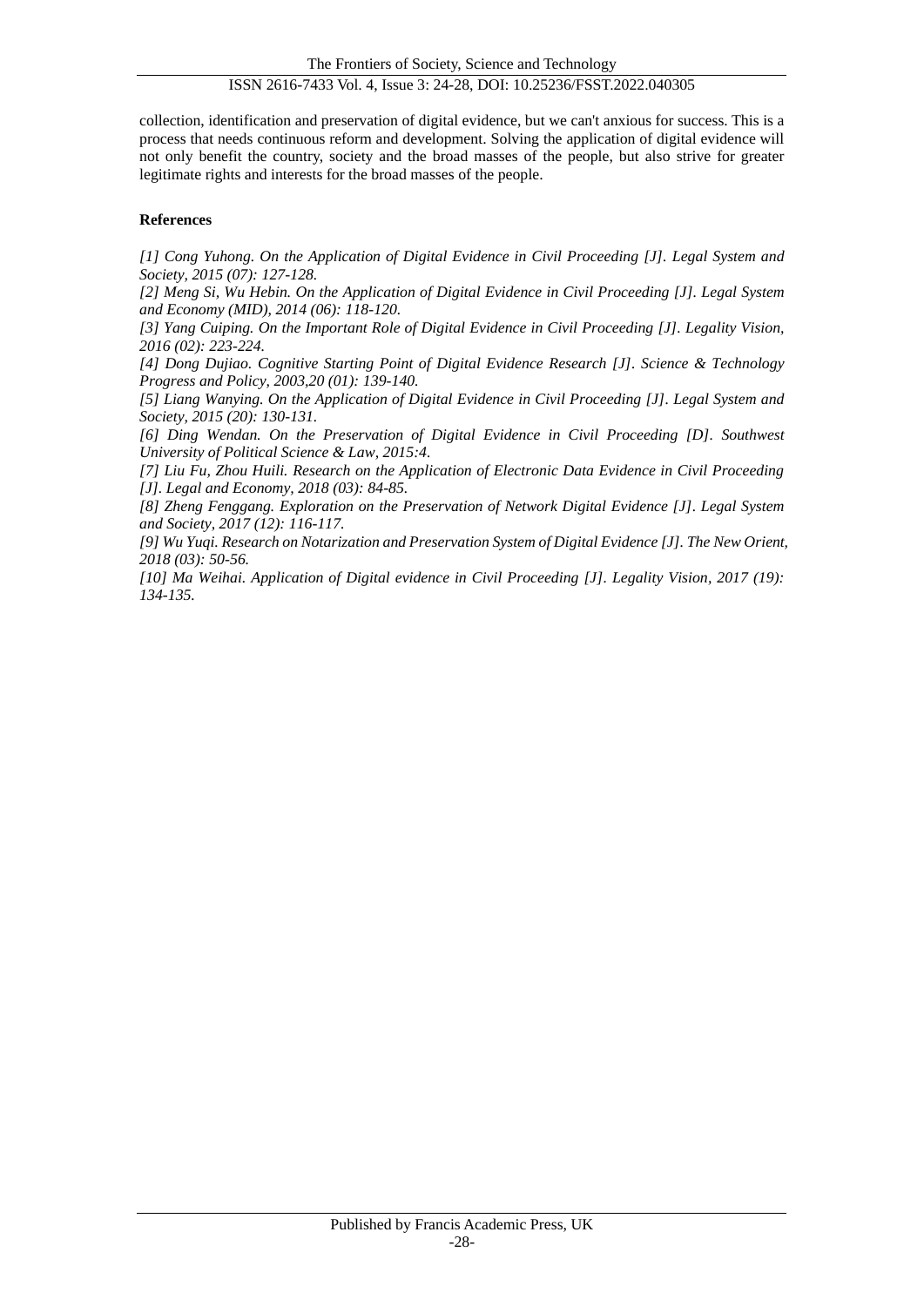collection, identification and preservation of digital evidence, but we can't anxious for success. This is a process that needs continuous reform and development. Solving the application of digital evidence will not only benefit the country, society and the broad masses of the people, but also strive for greater legitimate rights and interests for the broad masses of the people.

## References

*[1] Cong Yuhong. On the Application of Digital Evidence in Civil Proceeding [J]. Legal System and Society, 2015 (07): 127-128.*

*[2] Meng Si, Wu Hebin. On the Application of Digital Evidence in Civil Proceeding [J]. Legal System and Economy (MID), 2014 (06): 118-120.*

*[3] Yang Cuiping. On the Important Role of Digital Evidence in Civil Proceeding [J]. Legality Vision, 2016 (02): 223-224.*

*[4] Dong Dujiao. Cognitive Starting Point of Digital Evidence Research [J]. Science & Technology Progress and Policy, 2003,20 (01): 139-140.*

*[5] Liang Wanying. On the Application of Digital Evidence in Civil Proceeding [J]. Legal System and Society, 2015 (20): 130-131.*

*[6] Ding Wendan. On the Preservation of Digital Evidence in Civil Proceeding [D]. Southwest University of Political Science & Law, 2015:4.*

*[7] Liu Fu, Zhou Huili. Research on the Application of Electronic Data Evidence in Civil Proceeding [J]. Legal and Economy, 2018 (03): 84-85.*

*[8] Zheng Fenggang. Exploration on the Preservation of Network Digital Evidence [J]. Legal System and Society, 2017 (12): 116-117.*

*[9] Wu Yuqi. Research on Notarization and Preservation System of Digital Evidence [J]. The New Orient, 2018 (03): 50-56.*

*[10] Ma Weihai. Application of Digital evidence in Civil Proceeding [J]. Legality Vision, 2017 (19): 134-135.*